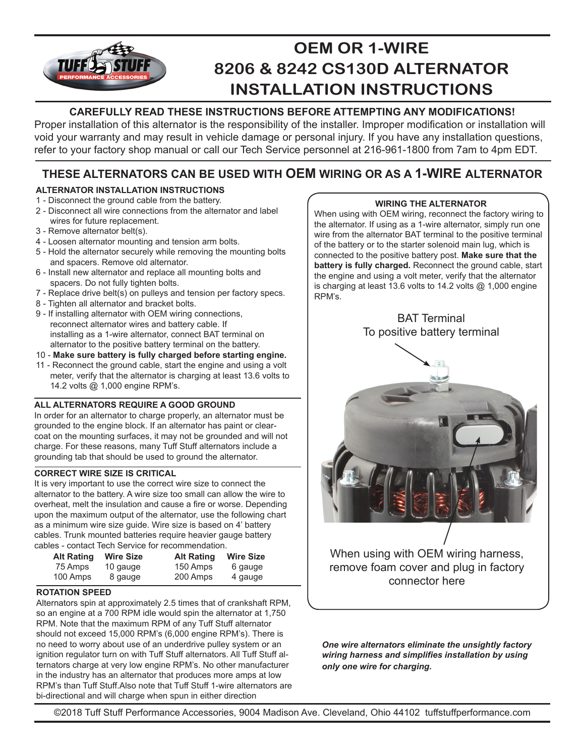# OEM OR 1-WIRE 8206 & 8242 CS130D ALTERNATOR INSTALLATION INSTRUCTIONS

**CAREFULLY READ THESE INSTRUCTIONS BEFORE ATTEMPTING ANY MODIFICATIONS!**

Proper installation of this alternator is the responsibility of the installer. Improper modification or installation will void your warranty and may result in vehicle damage or personal injury. If you have any installation questions, refer to your factory shop manual or call our Tech Service personnel at 216-961-1800 from 7am to 4pm EDT.

## THESE ALTERNATORS CAN BE USED WITH OEM WIRING OR AS A 1-WIRE ALTERNATOR

### ALTERNATOR INSTALLATION INSTRUCTIONS

1 - Disconnect the ground cable from the battery.
2 - Disconnect all wire connections from the alternator and label wires for future replacement.
3 - Remove alternator belt(s).
4 - Loosen alternator mounting and tension arm bolts.
5 - Hold the alternator securely while removing the mounting bolts and spacers. Remove old alternator.
6 - Install new alternator and replace all mounting bolts and spacers. Do not fully tighten bolts.
7 - Replace drive belt(s) on pulleys and tension per factory specs.
8 - Tighten all alternator and bracket bolts.
9 - If installing alternator with OEM wiring connections, reconnect alternator wires and battery cable. If installing as a 1-wire alternator, connect BAT terminal on alternator to the positive battery terminal on the battery.
10 - **Make sure battery is fully charged before starting engine.**
11 - Reconnect the ground cable, start the engine and using a volt meter, verify that the alternator is charging at least 13.6 volts to 14.2 volts @ 1,000 engine RPM's.

### ALL ALTERNATORS REQUIRE A GOOD GROUND

In order for an alternator to charge properly, an alternator must be grounded to the engine block. If an alternator has paint or clear-coat on the mounting surfaces, it may not be grounded and will not charge. For these reasons, many Tuff Stuff alternators include a grounding tab that should be used to ground the alternator.

### CORRECT WIRE SIZE IS CRITICAL

It is very important to use the correct wire size to connect the alternator to the battery. A wire size too small can allow the wire to overheat, melt the insulation and cause a fire or worse. Depending upon the maximum output of the alternator, use the following chart as a minimum wire size guide. Wire size is based on 4' battery cables. Trunk mounted batteries require heavier gauge battery cables - contact Tech Service for recommendation.

| Alt Rating | Wire Size | Alt Rating | Wire Size |
|---|---|---|---|
| 75 Amps | 10 gauge | 150 Amps | 6 gauge |
| 100 Amps | 8 gauge | 200 Amps | 4 gauge |

### ROTATION SPEED

Alternators spin at approximately 2.5 times that of crankshaft RPM, so an engine at a 700 RPM idle would spin the alternator at 1,750 RPM. Note that the maximum RPM of any Tuff Stuff alternator should not exceed 15,000 RPM's (6,000 engine RPM's). There is no need to worry about use of an underdrive pulley system or an ignition regulator turn on with Tuff Stuff alternators. All Tuff Stuff alternators charge at very low engine RPM's. No other manufacturer in the industry has an alternator that produces more amps at low RPM's than Tuff Stuff.Also note that Tuff Stuff 1-wire alternators are bi-directional and will charge when spun in either direction

### WIRING THE ALTERNATOR

When using with OEM wiring, reconnect the factory wiring to the alternator. If using as a 1-wire alternator, simply run one wire from the alternator BAT terminal to the positive terminal of the battery or to the starter solenoid main lug, which is connected to the positive battery post. **Make sure that the battery is fully charged.** Reconnect the ground cable, start the engine and using a volt meter, verify that the alternator is charging at least 13.6 volts to 14.2 volts @ 1,000 engine RPM's.

BAT Terminal
To positive battery terminal

When using with OEM wiring harness, remove foam cover and plug in factory connector here

***One wire alternators eliminate the unsightly factory wiring harness and simplifies installation by using only one wire for charging.***

©2018 Tuff Stuff Performance Accessories, 9004 Madison Ave. Cleveland, Ohio 44102 tuffstuffperformance.com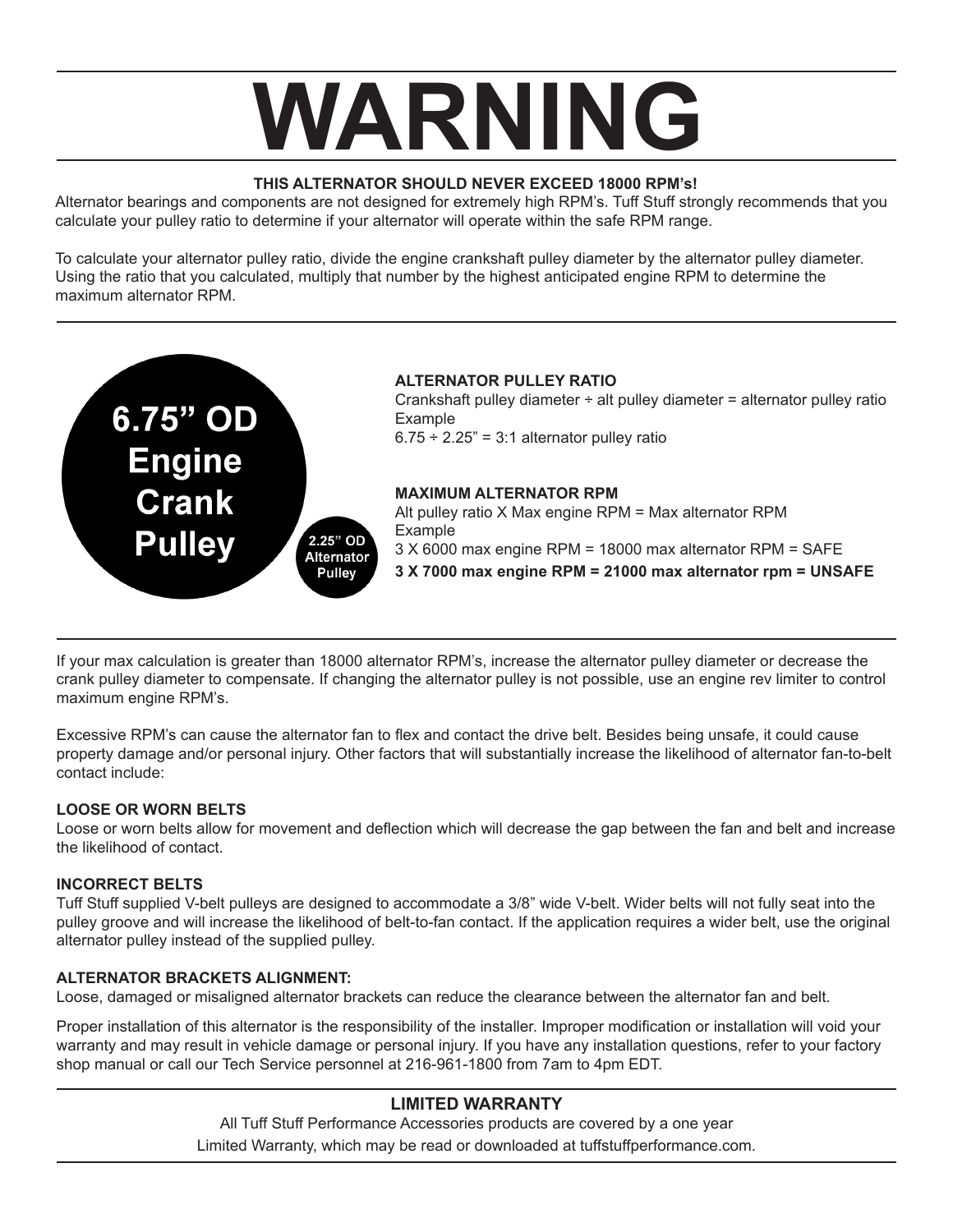# WARNING

**THIS ALTERNATOR SHOULD NEVER EXCEED 18000 RPM's!**

Alternator bearings and components are not designed for extremely high RPM's. Tuff Stuff strongly recommends that you calculate your pulley ratio to determine if your alternator will operate within the safe RPM range.

To calculate your alternator pulley ratio, divide the engine crankshaft pulley diameter by the alternator pulley diameter. Using the ratio that you calculated, multiply that number by the highest anticipated engine RPM to determine the maximum alternator RPM.

6.75" OD Engine Crank Pulley

2.25" OD Alternator Pulley

**ALTERNATOR PULLEY RATIO**

Crankshaft pulley diameter ÷ alt pulley diameter = alternator pulley ratio

Example

6.75 ÷ 2.25" = 3:1 alternator pulley ratio

**MAXIMUM ALTERNATOR RPM**

Alt pulley ratio X Max engine RPM = Max alternator RPM

Example

3 X 6000 max engine RPM = 18000 max alternator RPM = SAFE

**3 X 7000 max engine RPM = 21000 max alternator rpm = UNSAFE**

If your max calculation is greater than 18000 alternator RPM's, increase the alternator pulley diameter or decrease the crank pulley diameter to compensate. If changing the alternator pulley is not possible, use an engine rev limiter to control maximum engine RPM's.

Excessive RPM's can cause the alternator fan to flex and contact the drive belt. Besides being unsafe, it could cause property damage and/or personal injury. Other factors that will substantially increase the likelihood of alternator fan-to-belt contact include:

**LOOSE OR WORN BELTS**

Loose or worn belts allow for movement and deflection which will decrease the gap between the fan and belt and increase the likelihood of contact.

**INCORRECT BELTS**

Tuff Stuff supplied V-belt pulleys are designed to accommodate a 3/8" wide V-belt. Wider belts will not fully seat into the pulley groove and will increase the likelihood of belt-to-fan contact. If the application requires a wider belt, use the original alternator pulley instead of the supplied pulley.

**ALTERNATOR BRACKETS ALIGNMENT:**

Loose, damaged or misaligned alternator brackets can reduce the clearance between the alternator fan and belt.

Proper installation of this alternator is the responsibility of the installer. Improper modification or installation will void your warranty and may result in vehicle damage or personal injury. If you have any installation questions, refer to your factory shop manual or call our Tech Service personnel at 216-961-1800 from 7am to 4pm EDT.

**LIMITED WARRANTY**

All Tuff Stuff Performance Accessories products are covered by a one year Limited Warranty, which may be read or downloaded at tuffstuffperformance.com.